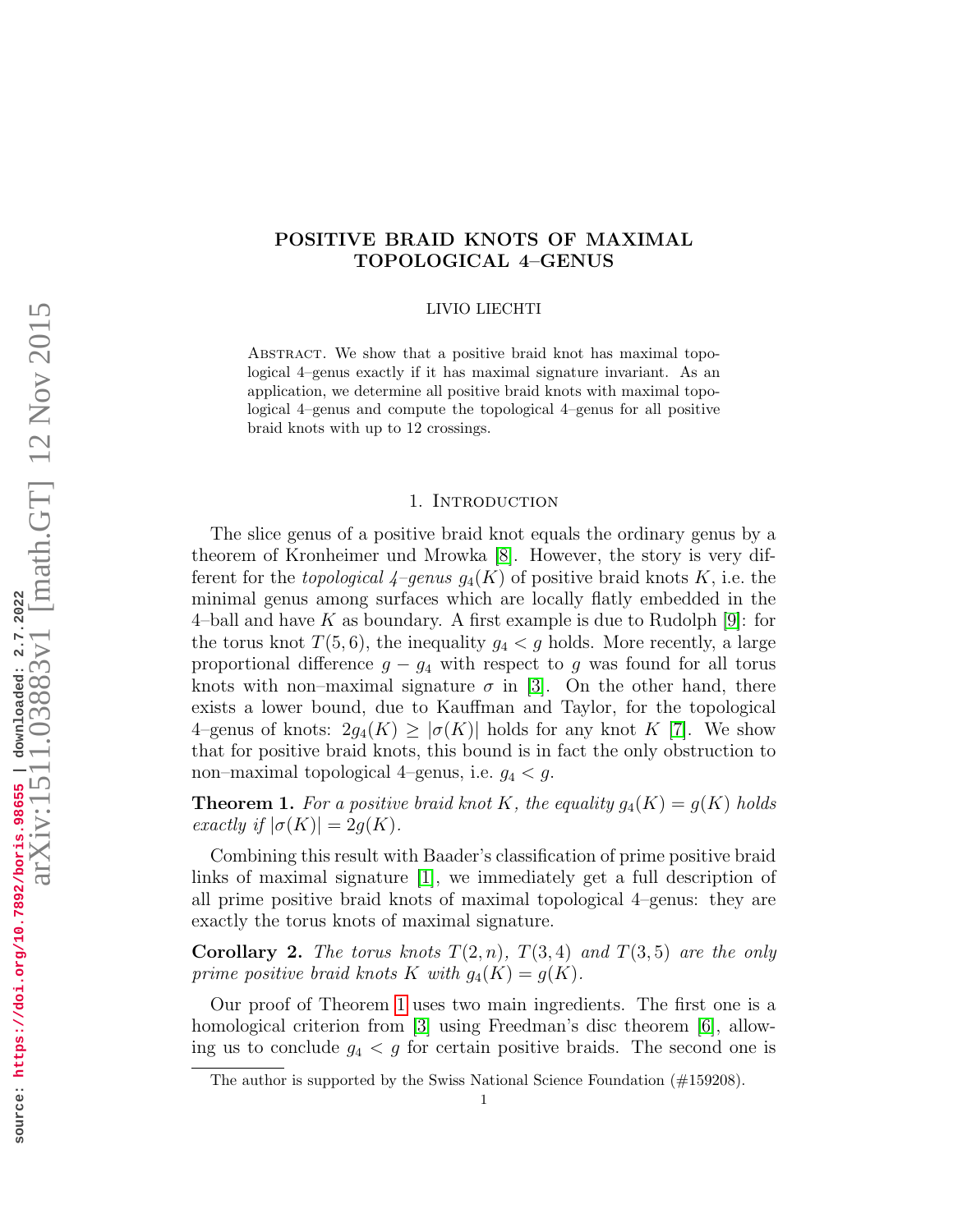# POSITIVE BRAID KNOTS OF MAXIMAL TOPOLOGICAL 4–GENUS

LIVIO LIECHTI

Abstract. We show that a positive braid knot has maximal topological 4–genus exactly if it has maximal signature invariant. As an application, we determine all positive braid knots with maximal topological 4–genus and compute the topological 4–genus for all positive braid knots with up to 12 crossings.

## 1. Introduction

The slice genus of a positive braid knot equals the ordinary genus by a theorem of Kronheimer und Mrowka [8]. However, the story is very different for the *topological 4–genus* $g_4(K)$ of positive braid knots $K$, i.e. the minimal genus among surfaces which are locally flatly embedded in the 4–ball and have $K$ as boundary. A first example is due to Rudolph [9]: for the torus knot $T(5,6)$, the inequality $g_4 < g$ holds. More recently, a large proportional difference $g - g_4$ with respect to $g$ was found for all torus knots with non–maximal signature $\sigma$ in [3]. On the other hand, there exists a lower bound, due to Kauffman and Taylor, for the topological 4–genus of knots: $2g_4(K) \geq |\sigma(K)|$ holds for any knot $K$ [7]. We show that for positive braid knots, this bound is in fact the only obstruction to non–maximal topological 4–genus, i.e. $g_4 < g$.

**Theorem 1.** *For a positive braid knot $K$, the equality $g_4(K) = g(K)$ holds exactly if $|\sigma(K)| = 2g(K)$.*

Combining this result with Baader's classification of prime positive braid links of maximal signature [1], we immediately get a full description of all prime positive braid knots of maximal topological 4–genus: they are exactly the torus knots of maximal signature.

**Corollary 2.** *The torus knots $T(2,n)$, $T(3,4)$ and $T(3,5)$ are the only prime positive braid knots $K$ with $g_4(K) = g(K)$.*

Our proof of Theorem 1 uses two main ingredients. The first one is a homological criterion from [3] using Freedman's disc theorem [6], allowing us to conclude $g_4 < g$ for certain positive braids. The second one is

The author is supported by the Swiss National Science Foundation (#159208).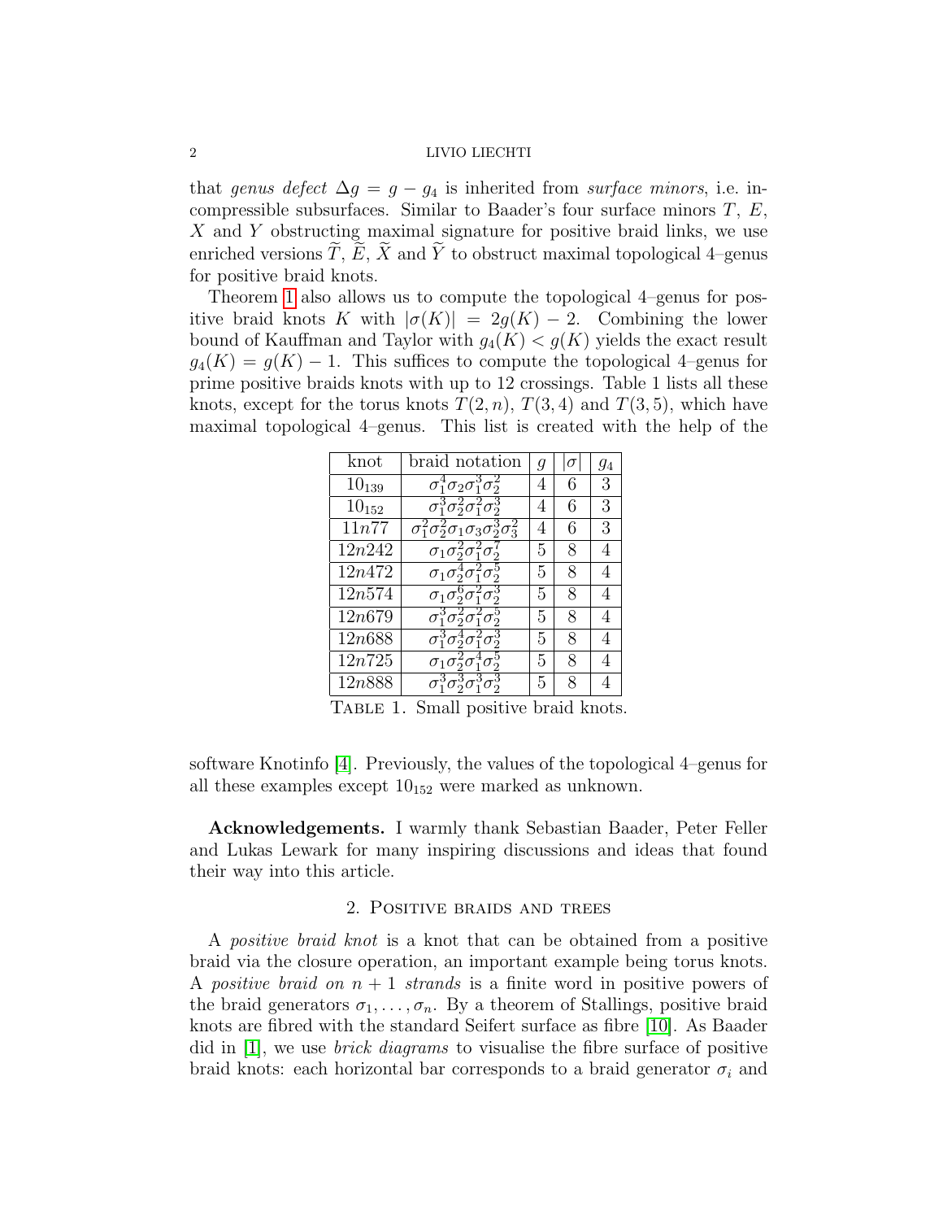that *genus defect* $\Delta g = g - g_4$ is inherited from *surface minors*, i.e. incompressible subsurfaces. Similar to Baader's four surface minors $T$, $E$, $X$ and $Y$ obstructing maximal signature for positive braid links, we use enriched versions $\widetilde{T}$, $\widetilde{E}$, $\widetilde{X}$ and $\widetilde{Y}$ to obstruct maximal topological 4–genus for positive braid knots.

Theorem 1 also allows us to compute the topological 4–genus for positive braid knots $K$ with $|\sigma(K)| = 2g(K) - 2$. Combining the lower bound of Kauffman and Taylor with $g_4(K) < g(K)$ yields the exact result $g_4(K) = g(K) - 1$. This suffices to compute the topological 4–genus for prime positive braids knots with up to 12 crossings. Table 1 lists all these knots, except for the torus knots $T(2, n)$, $T(3, 4)$ and $T(3, 5)$, which have maximal topological 4–genus. This list is created with the help of the software Knotinfo [4]. Previously, the values of the topological 4–genus for all these examples except $10_{152}$ were marked as unknown.

| knot | braid notation | $g$ | $\lvert\sigma\rvert$ | $g_4$ |
|---|---|---|---|---|
| $10_{139}$ | $\sigma_1^4\sigma_2\sigma_1^3\sigma_2^2$ | 4 | 6 | 3 |
| $10_{152}$ | $\sigma_1^3\sigma_2^2\sigma_1^2\sigma_2^3$ | 4 | 6 | 3 |
| $11n77$ | $\sigma_1^2\sigma_2^2\sigma_1\sigma_3\sigma_2^3\sigma_3^2$ | 4 | 6 | 3 |
| $12n242$ | $\sigma_1\sigma_2^2\sigma_1^2\sigma_2^7$ | 5 | 8 | 4 |
| $12n472$ | $\sigma_1\sigma_2^4\sigma_1^2\sigma_2^5$ | 5 | 8 | 4 |
| $12n574$ | $\sigma_1\sigma_2^6\sigma_1^2\sigma_2^3$ | 5 | 8 | 4 |
| $12n679$ | $\sigma_1^3\sigma_2^2\sigma_1^2\sigma_2^5$ | 5 | 8 | 4 |
| $12n688$ | $\sigma_1^3\sigma_2^4\sigma_1^2\sigma_2^3$ | 5 | 8 | 4 |
| $12n725$ | $\sigma_1\sigma_2^2\sigma_1^4\sigma_2^5$ | 5 | 8 | 4 |
| $12n888$ | $\sigma_1^3\sigma_2^3\sigma_1^3\sigma_2^3$ | 5 | 8 | 4 |

Table 1. Small positive braid knots.

**Acknowledgements.** I warmly thank Sebastian Baader, Peter Feller and Lukas Lewark for many inspiring discussions and ideas that found their way into this article.

## 2. Positive braids and trees

A *positive braid knot* is a knot that can be obtained from a positive braid via the closure operation, an important example being torus knots. A *positive braid on $n + 1$ strands* is a finite word in positive powers of the braid generators $\sigma_1, \ldots, \sigma_n$. By a theorem of Stallings, positive braid knots are fibred with the standard Seifert surface as fibre [10]. As Baader did in [1], we use *brick diagrams* to visualise the fibre surface of positive braid knots: each horizontal bar corresponds to a braid generator $\sigma_i$ and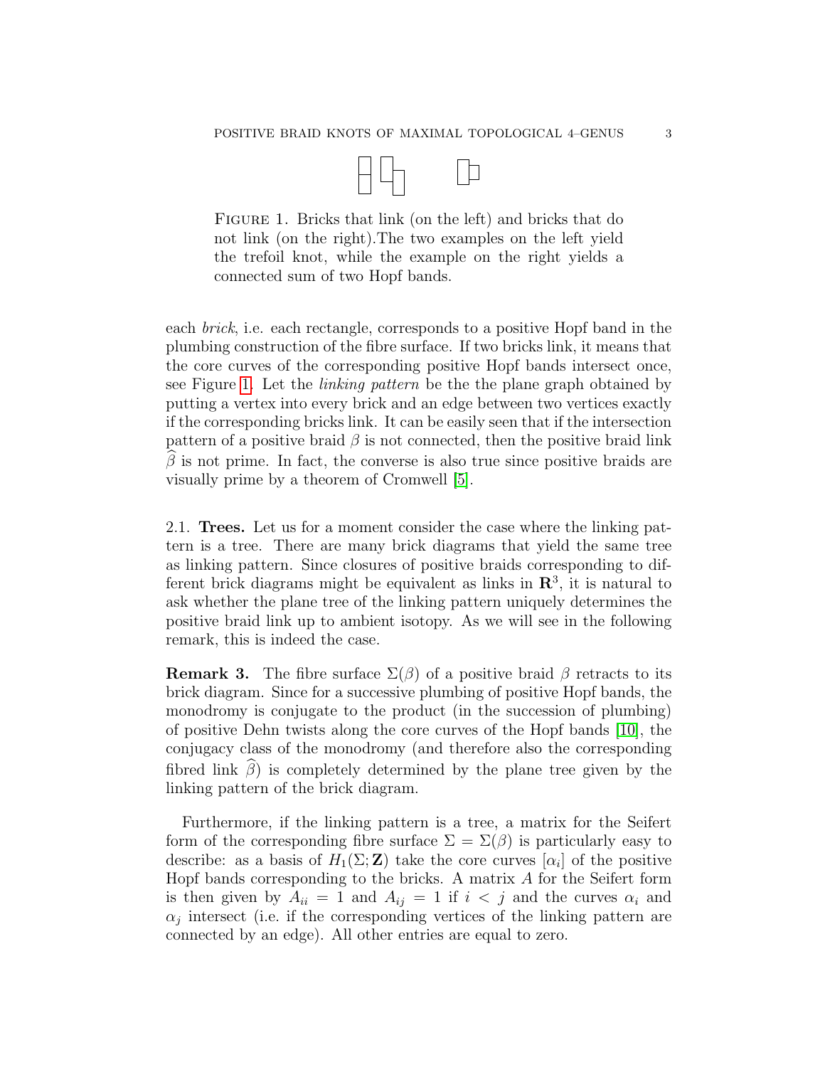FIGURE 1. Bricks that link (on the left) and bricks that do not link (on the right).The two examples on the left yield the trefoil knot, while the example on the right yields a connected sum of two Hopf bands.

each *brick*, i.e. each rectangle, corresponds to a positive Hopf band in the plumbing construction of the fibre surface. If two bricks link, it means that the core curves of the corresponding positive Hopf bands intersect once, see Figure 1. Let the *linking pattern* be the the plane graph obtained by putting a vertex into every brick and an edge between two vertices exactly if the corresponding bricks link. It can be easily seen that if the intersection pattern of a positive braid $\beta$ is not connected, then the positive braid link $\widehat{\beta}$ is not prime. In fact, the converse is also true since positive braids are visually prime by a theorem of Cromwell [5].

### 2.1. Trees.

Let us for a moment consider the case where the linking pattern is a tree. There are many brick diagrams that yield the same tree as linking pattern. Since closures of positive braids corresponding to different brick diagrams might be equivalent as links in $\mathbf{R}^3$, it is natural to ask whether the plane tree of the linking pattern uniquely determines the positive braid link up to ambient isotopy. As we will see in the following remark, this is indeed the case.

**Remark 3.** The fibre surface $\Sigma(\beta)$ of a positive braid $\beta$ retracts to its brick diagram. Since for a successive plumbing of positive Hopf bands, the monodromy is conjugate to the product (in the succession of plumbing) of positive Dehn twists along the core curves of the Hopf bands [10], the conjugacy class of the monodromy (and therefore also the corresponding fibred link $\widehat{\beta}$) is completely determined by the plane tree given by the linking pattern of the brick diagram.

Furthermore, if the linking pattern is a tree, a matrix for the Seifert form of the corresponding fibre surface $\Sigma = \Sigma(\beta)$ is particularly easy to describe: as a basis of $H_1(\Sigma; \mathbf{Z})$ take the core curves $[\alpha_i]$ of the positive Hopf bands corresponding to the bricks. A matrix $A$ for the Seifert form is then given by $A_{ii} = 1$ and $A_{ij} = 1$ if $i < j$ and the curves $\alpha_i$ and $\alpha_j$ intersect (i.e. if the corresponding vertices of the linking pattern are connected by an edge). All other entries are equal to zero.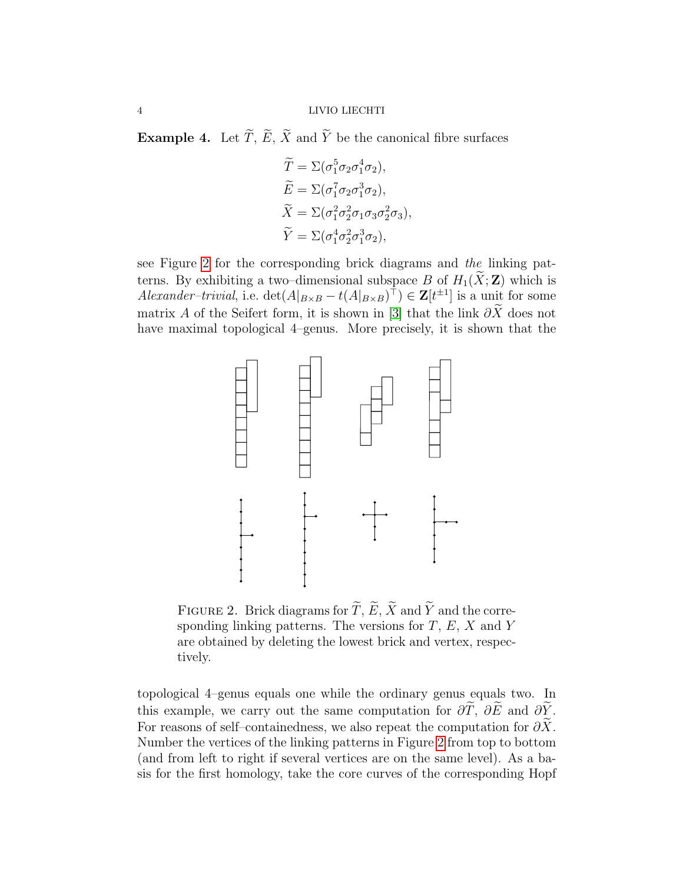**Example 4.** Let $\widetilde{T}$, $\widetilde{E}$, $\widetilde{X}$ and $\widetilde{Y}$ be the canonical fibre surfaces

$$\begin{aligned}
\widetilde{T} &= \Sigma(\sigma_1^5\sigma_2\sigma_1^4\sigma_2), \\
\widetilde{E} &= \Sigma(\sigma_1^7\sigma_2\sigma_1^3\sigma_2), \\
\widetilde{X} &= \Sigma(\sigma_1^2\sigma_2^2\sigma_1\sigma_3\sigma_2^2\sigma_3), \\
\widetilde{Y} &= \Sigma(\sigma_1^4\sigma_2^2\sigma_1^3\sigma_2),
\end{aligned}$$

see Figure 2 for the corresponding brick diagrams and *the* linking patterns. By exhibiting a two–dimensional subspace $B$ of $H_1(\widetilde{X};\mathbf{Z})$ which is *Alexander–trivial*, i.e. $\det(A|_{B\times B} - t(A|_{B\times B})^\top) \in \mathbf{Z}[t^{\pm 1}]$ is a unit for some matrix $A$ of the Seifert form, it is shown in [3] that the link $\partial\widetilde{X}$ does not have maximal topological 4–genus. More precisely, it is shown that the

FIGURE 2. Brick diagrams for $\widetilde{T}$, $\widetilde{E}$, $\widetilde{X}$ and $\widetilde{Y}$ and the corresponding linking patterns. The versions for $T$, $E$, $X$ and $Y$ are obtained by deleting the lowest brick and vertex, respectively.

topological 4–genus equals one while the ordinary genus equals two. In this example, we carry out the same computation for $\partial\widetilde{T}$, $\partial\widetilde{E}$ and $\partial\widetilde{Y}$. For reasons of self–containedness, we also repeat the computation for $\partial\widetilde{X}$. Number the vertices of the linking patterns in Figure 2 from top to bottom (and from left to right if several vertices are on the same level). As a basis for the first homology, take the core curves of the corresponding Hopf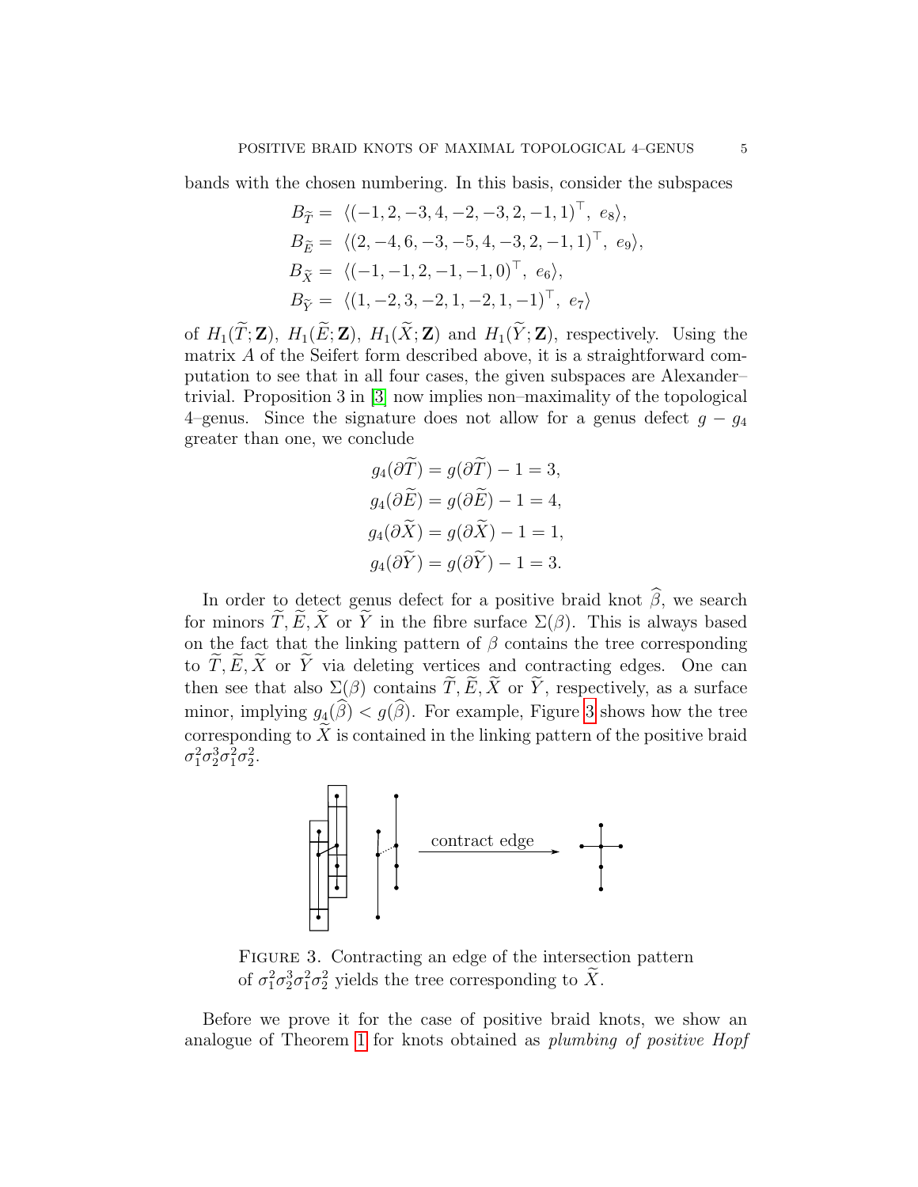bands with the chosen numbering. In this basis, consider the subspaces

$$
\begin{aligned}
B_{\widetilde{T}} &= \langle (-1,2,-3,4,-2,-3,2,-1,1)^\top,\ e_8\rangle,\\
B_{\widetilde{E}} &= \langle (2,-4,6,-3,-5,4,-3,2,-1,1)^\top,\ e_9\rangle,\\
B_{\widetilde{X}} &= \langle (-1,-1,2,-1,-1,0)^\top,\ e_6\rangle,\\
B_{\widetilde{Y}} &= \langle (1,-2,3,-2,1,-2,1,-1)^\top,\ e_7\rangle
\end{aligned}
$$

of $H_1(\widetilde{T};\mathbf{Z})$, $H_1(\widetilde{E};\mathbf{Z})$, $H_1(\widetilde{X};\mathbf{Z})$ and $H_1(\widetilde{Y};\mathbf{Z})$, respectively. Using the matrix $A$ of the Seifert form described above, it is a straightforward computation to see that in all four cases, the given subspaces are Alexander–trivial. Proposition 3 in [3] now implies non–maximality of the topological 4–genus. Since the signature does not allow for a genus defect $g - g_4$ greater than one, we conclude

$$
\begin{aligned}
g_4(\partial\widetilde{T}) &= g(\partial\widetilde{T}) - 1 = 3,\\
g_4(\partial\widetilde{E}) &= g(\partial\widetilde{E}) - 1 = 4,\\
g_4(\partial\widetilde{X}) &= g(\partial\widetilde{X}) - 1 = 1,\\
g_4(\partial\widetilde{Y}) &= g(\partial\widetilde{Y}) - 1 = 3.
\end{aligned}
$$

In order to detect genus defect for a positive braid knot $\widehat{\beta}$, we search for minors $\widetilde{T}, \widetilde{E}, \widetilde{X}$ or $\widetilde{Y}$ in the fibre surface $\Sigma(\beta)$. This is always based on the fact that the linking pattern of $\beta$ contains the tree corresponding to $\widetilde{T}, \widetilde{E}, \widetilde{X}$ or $\widetilde{Y}$ via deleting vertices and contracting edges. One can then see that also $\Sigma(\beta)$ contains $\widetilde{T}, \widetilde{E}, \widetilde{X}$ or $\widetilde{Y}$, respectively, as a surface minor, implying $g_4(\widehat{\beta}) < g(\widehat{\beta})$. For example, Figure 3 shows how the tree corresponding to $\widetilde{X}$ is contained in the linking pattern of the positive braid $\sigma_1^2\sigma_2^3\sigma_1^2\sigma_2^2$.

FIGURE 3. Contracting an edge of the intersection pattern of $\sigma_1^2\sigma_2^3\sigma_1^2\sigma_2^2$ yields the tree corresponding to $\widetilde{X}$.

Before we prove it for the case of positive braid knots, we show an analogue of Theorem 1 for knots obtained as *plumbing of positive Hopf*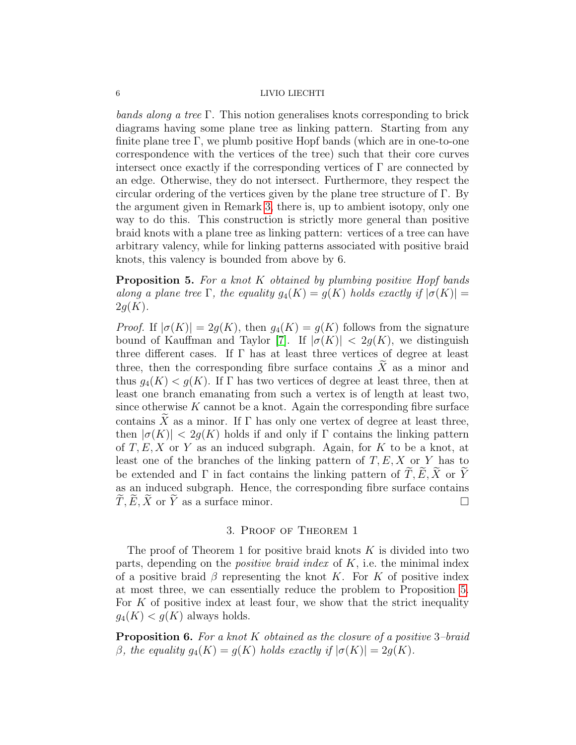*bands along a tree* $\Gamma$. This notion generalises knots corresponding to brick diagrams having some plane tree as linking pattern. Starting from any finite plane tree $\Gamma$, we plumb positive Hopf bands (which are in one-to-one correspondence with the vertices of the tree) such that their core curves intersect once exactly if the corresponding vertices of $\Gamma$ are connected by an edge. Otherwise, they do not intersect. Furthermore, they respect the circular ordering of the vertices given by the plane tree structure of $\Gamma$. By the argument given in Remark 3, there is, up to ambient isotopy, only one way to do this. This construction is strictly more general than positive braid knots with a plane tree as linking pattern: vertices of a tree can have arbitrary valency, while for linking patterns associated with positive braid knots, this valency is bounded from above by 6.

**Proposition 5.** *For a knot $K$ obtained by plumbing positive Hopf bands along a plane tree $\Gamma$, the equality $g_4(K) = g(K)$ holds exactly if $|\sigma(K)| = 2g(K)$.*

*Proof.* If $|\sigma(K)| = 2g(K)$, then $g_4(K) = g(K)$ follows from the signature bound of Kauffman and Taylor [7]. If $|\sigma(K)| < 2g(K)$, we distinguish three different cases. If $\Gamma$ has at least three vertices of degree at least three, then the corresponding fibre surface contains $\widetilde{X}$ as a minor and thus $g_4(K) < g(K)$. If $\Gamma$ has two vertices of degree at least three, then at least one branch emanating from such a vertex is of length at least two, since otherwise $K$ cannot be a knot. Again the corresponding fibre surface contains $\widetilde{X}$ as a minor. If $\Gamma$ has only one vertex of degree at least three, then $|\sigma(K)| < 2g(K)$ holds if and only if $\Gamma$ contains the linking pattern of $T, E, X$ or $Y$ as an induced subgraph. Again, for $K$ to be a knot, at least one of the branches of the linking pattern of $T, E, X$ or $Y$ has to be extended and $\Gamma$ in fact contains the linking pattern of $\widetilde{T}, \widetilde{E}, \widetilde{X}$ or $\widetilde{Y}$ as an induced subgraph. Hence, the corresponding fibre surface contains $\widetilde{T}, \widetilde{E}, \widetilde{X}$ or $\widetilde{Y}$ as a surface minor. □

## 3. Proof of Theorem 1

The proof of Theorem 1 for positive braid knots $K$ is divided into two parts, depending on the *positive braid index* of $K$, i.e. the minimal index of a positive braid $\beta$ representing the knot $K$. For $K$ of positive index at most three, we can essentially reduce the problem to Proposition 5. For $K$ of positive index at least four, we show that the strict inequality $g_4(K) < g(K)$ always holds.

**Proposition 6.** *For a knot $K$ obtained as the closure of a positive 3–braid $\beta$, the equality $g_4(K) = g(K)$ holds exactly if $|\sigma(K)| = 2g(K)$.*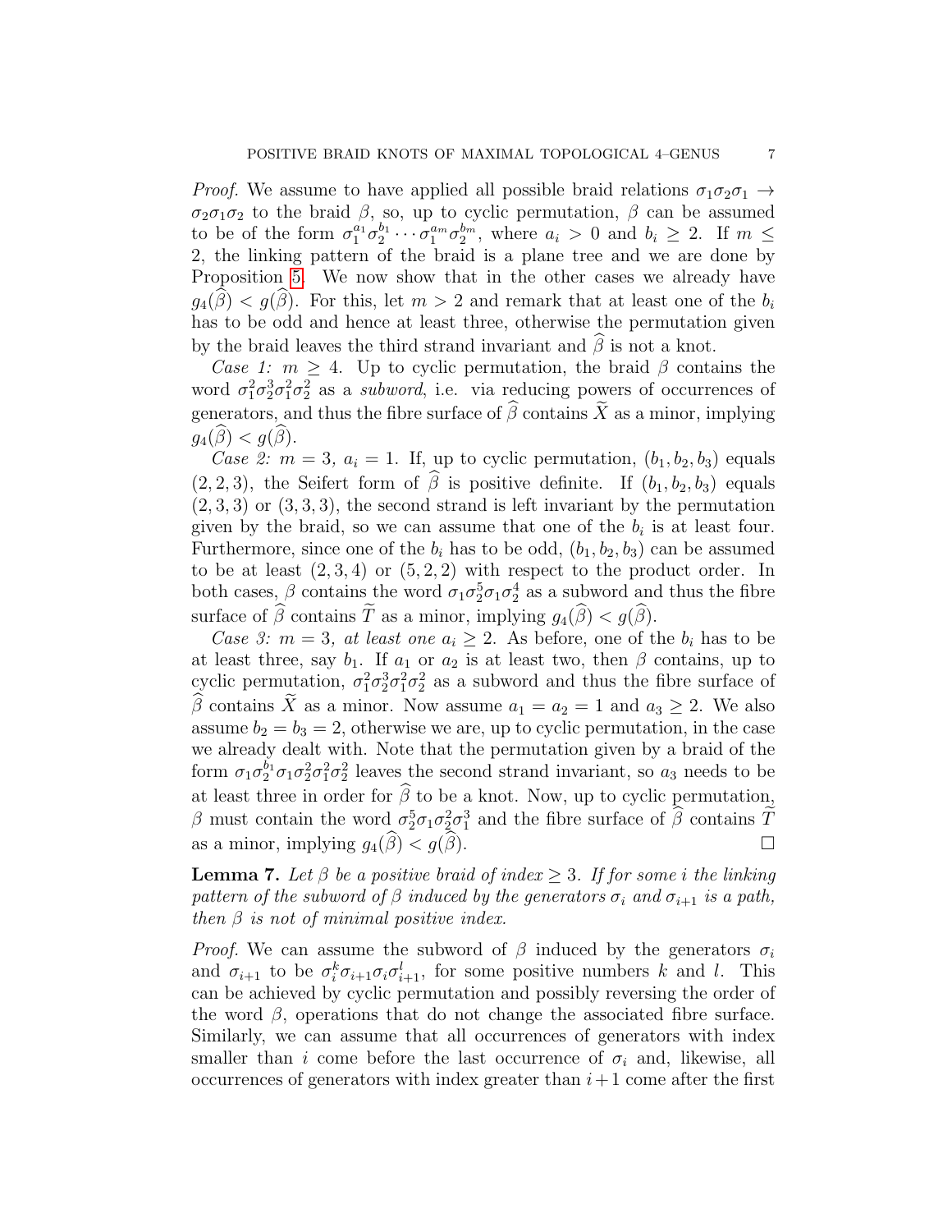*Proof.* We assume to have applied all possible braid relations $\sigma_1\sigma_2\sigma_1 \to \sigma_2\sigma_1\sigma_2$ to the braid $\beta$, so, up to cyclic permutation, $\beta$ can be assumed to be of the form $\sigma_1^{a_1}\sigma_2^{b_1}\cdots\sigma_1^{a_m}\sigma_2^{b_m}$, where $a_i > 0$ and $b_i \geq 2$. If $m \leq 2$, the linking pattern of the braid is a plane tree and we are done by Proposition 5. We now show that in the other cases we already have $g_4(\widehat{\beta}) < g(\widehat{\beta})$. For this, let $m > 2$ and remark that at least one of the $b_i$ has to be odd and hence at least three, otherwise the permutation given by the braid leaves the third strand invariant and $\widehat{\beta}$ is not a knot.

*Case 1: $m \geq 4$.* Up to cyclic permutation, the braid $\beta$ contains the word $\sigma_1^2\sigma_2^3\sigma_1^2\sigma_2^2$ as a *subword*, i.e. via reducing powers of occurrences of generators, and thus the fibre surface of $\widehat{\beta}$ contains $\widetilde{X}$ as a minor, implying $g_4(\widehat{\beta}) < g(\widehat{\beta})$.

*Case 2: $m = 3$, $a_i = 1$.* If, up to cyclic permutation, $(b_1, b_2, b_3)$ equals $(2, 2, 3)$, the Seifert form of $\widehat{\beta}$ is positive definite. If $(b_1, b_2, b_3)$ equals $(2, 3, 3)$ or $(3, 3, 3)$, the second strand is left invariant by the permutation given by the braid, so we can assume that one of the $b_i$ is at least four. Furthermore, since one of the $b_i$ has to be odd, $(b_1, b_2, b_3)$ can be assumed to be at least $(2, 3, 4)$ or $(5, 2, 2)$ with respect to the product order. In both cases, $\beta$ contains the word $\sigma_1\sigma_2^5\sigma_1\sigma_2^4$ as a subword and thus the fibre surface of $\widehat{\beta}$ contains $\widetilde{T}$ as a minor, implying $g_4(\widehat{\beta}) < g(\widehat{\beta})$.

*Case 3: $m = 3$, at least one $a_i \geq 2$.* As before, one of the $b_i$ has to be at least three, say $b_1$. If $a_1$ or $a_2$ is at least two, then $\beta$ contains, up to cyclic permutation, $\sigma_1^2\sigma_2^3\sigma_1^2\sigma_2^2$ as a subword and thus the fibre surface of $\widehat{\beta}$ contains $\widetilde{X}$ as a minor. Now assume $a_1 = a_2 = 1$ and $a_3 \geq 2$. We also assume $b_2 = b_3 = 2$, otherwise we are, up to cyclic permutation, in the case we already dealt with. Note that the permutation given by a braid of the form $\sigma_1\sigma_2^{b_1}\sigma_1\sigma_2^2\sigma_1^2\sigma_2^2$ leaves the second strand invariant, so $a_3$ needs to be at least three in order for $\widehat{\beta}$ to be a knot. Now, up to cyclic permutation, $\beta$ must contain the word $\sigma_2^5\sigma_1\sigma_2^2\sigma_1^3$ and the fibre surface of $\widehat{\beta}$ contains $\widetilde{T}$ as a minor, implying $g_4(\widehat{\beta}) < g(\widehat{\beta})$. □

**Lemma 7.** *Let $\beta$ be a positive braid of index $\geq 3$. If for some $i$ the linking pattern of the subword of $\beta$ induced by the generators $\sigma_i$ and $\sigma_{i+1}$ is a path, then $\beta$ is not of minimal positive index.*

*Proof.* We can assume the subword of $\beta$ induced by the generators $\sigma_i$ and $\sigma_{i+1}$ to be $\sigma_i^k\sigma_{i+1}\sigma_i\sigma_{i+1}^l$, for some positive numbers $k$ and $l$. This can be achieved by cyclic permutation and possibly reversing the order of the word $\beta$, operations that do not change the associated fibre surface. Similarly, we can assume that all occurrences of generators with index smaller than $i$ come before the last occurrence of $\sigma_i$ and, likewise, all occurrences of generators with index greater than $i+1$ come after the first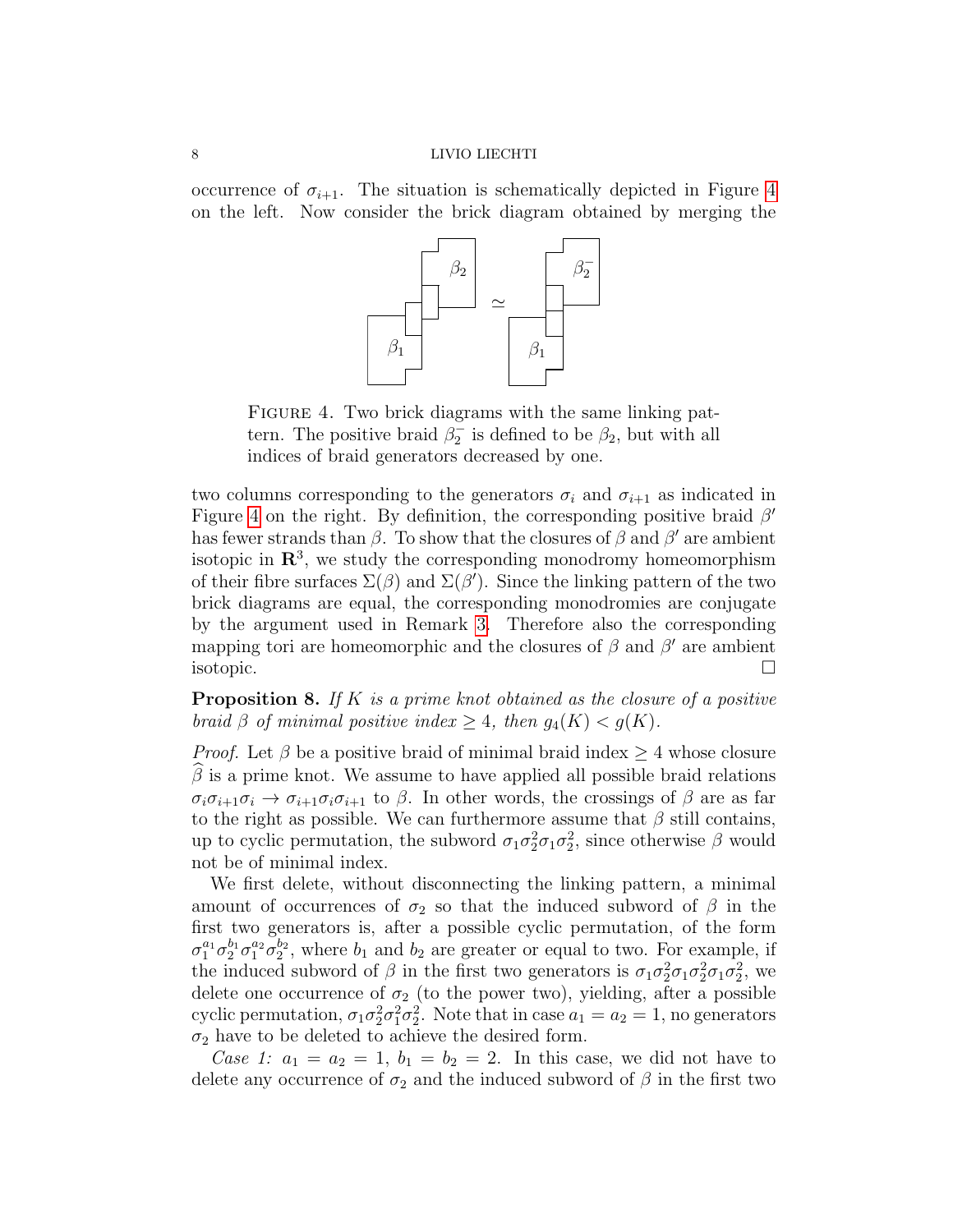occurrence of $\sigma_{i+1}$. The situation is schematically depicted in Figure 4 on the left. Now consider the brick diagram obtained by merging the

FIGURE 4. Two brick diagrams with the same linking pattern. The positive braid $\beta_2^-$ is defined to be $\beta_2$, but with all indices of braid generators decreased by one.

two columns corresponding to the generators $\sigma_i$ and $\sigma_{i+1}$ as indicated in Figure 4 on the right. By definition, the corresponding positive braid $\beta'$ has fewer strands than $\beta$. To show that the closures of $\beta$ and $\beta'$ are ambient isotopic in $\mathbf{R}^3$, we study the corresponding monodromy homeomorphism of their fibre surfaces $\Sigma(\beta)$ and $\Sigma(\beta')$. Since the linking pattern of the two brick diagrams are equal, the corresponding monodromies are conjugate by the argument used in Remark 3. Therefore also the corresponding mapping tori are homeomorphic and the closures of $\beta$ and $\beta'$ are ambient isotopic. $\square$

**Proposition 8.** *If $K$ is a prime knot obtained as the closure of a positive braid $\beta$ of minimal positive index $\geq 4$, then $g_4(K) < g(K)$.*

*Proof.* Let $\beta$ be a positive braid of minimal braid index $\geq 4$ whose closure $\widehat{\beta}$ is a prime knot. We assume to have applied all possible braid relations $\sigma_i\sigma_{i+1}\sigma_i \to \sigma_{i+1}\sigma_i\sigma_{i+1}$ to $\beta$. In other words, the crossings of $\beta$ are as far to the right as possible. We can furthermore assume that $\beta$ still contains, up to cyclic permutation, the subword $\sigma_1\sigma_2^2\sigma_1\sigma_2^2$, since otherwise $\beta$ would not be of minimal index.

We first delete, without disconnecting the linking pattern, a minimal amount of occurrences of $\sigma_2$ so that the induced subword of $\beta$ in the first two generators is, after a possible cyclic permutation, of the form $\sigma_1^{a_1}\sigma_2^{b_1}\sigma_1^{a_2}\sigma_2^{b_2}$, where $b_1$ and $b_2$ are greater or equal to two. For example, if the induced subword of $\beta$ in the first two generators is $\sigma_1\sigma_2^2\sigma_1\sigma_2^2\sigma_1\sigma_2^2$, we delete one occurrence of $\sigma_2$ (to the power two), yielding, after a possible cyclic permutation, $\sigma_1\sigma_2^2\sigma_1^2\sigma_2^2$. Note that in case $a_1 = a_2 = 1$, no generators $\sigma_2$ have to be deleted to achieve the desired form.

*Case 1:* $a_1 = a_2 = 1$, $b_1 = b_2 = 2$. In this case, we did not have to delete any occurrence of $\sigma_2$ and the induced subword of $\beta$ in the first two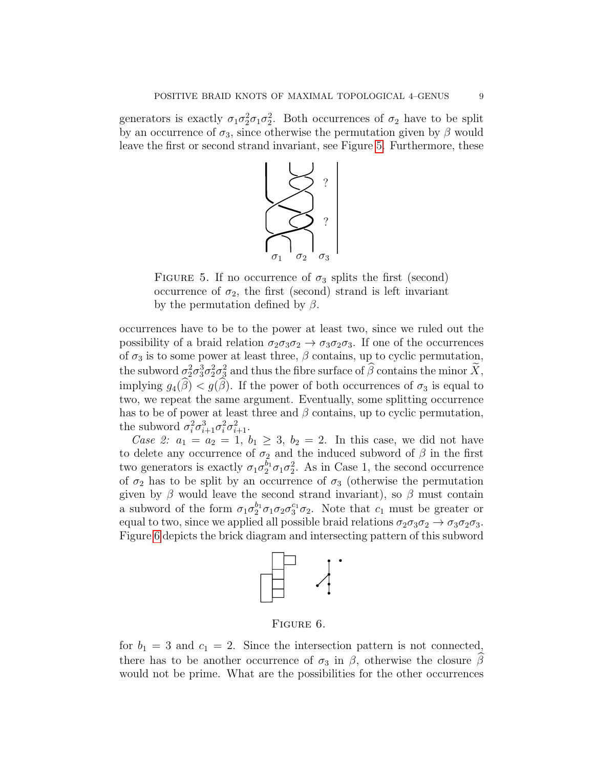generators is exactly $\sigma_1\sigma_2^2\sigma_1\sigma_2^2$. Both occurrences of $\sigma_2$ have to be split by an occurrence of $\sigma_3$, since otherwise the permutation given by $\beta$ would leave the first or second strand invariant, see Figure 5. Furthermore, these

FIGURE 5. If no occurrence of $\sigma_3$ splits the first (second) occurrence of $\sigma_2$, the first (second) strand is left invariant by the permutation defined by $\beta$.

occurrences have to be to the power at least two, since we ruled out the possibility of a braid relation $\sigma_2\sigma_3\sigma_2 \to \sigma_3\sigma_2\sigma_3$. If one of the occurrences of $\sigma_3$ is to some power at least three, $\beta$ contains, up to cyclic permutation, the subword $\sigma_2^2\sigma_3^3\sigma_2^2\sigma_3^2$ and thus the fibre surface of $\widehat{\beta}$ contains the minor $\widetilde{X}$, implying $g_4(\widehat{\beta}) < g(\widehat{\beta})$. If the power of both occurrences of $\sigma_3$ is equal to two, we repeat the same argument. Eventually, some splitting occurrence has to be of power at least three and $\beta$ contains, up to cyclic permutation, the subword $\sigma_i^2\sigma_{i+1}^3\sigma_i^2\sigma_{i+1}^2$.

*Case 2:* $a_1 = a_2 = 1$, $b_1 \geq 3$, $b_2 = 2$. In this case, we did not have to delete any occurrence of $\sigma_2$ and the induced subword of $\beta$ in the first two generators is exactly $\sigma_1\sigma_2^{b_1}\sigma_1\sigma_2^2$. As in Case 1, the second occurrence of $\sigma_2$ has to be split by an occurrence of $\sigma_3$ (otherwise the permutation given by $\beta$ would leave the second strand invariant), so $\beta$ must contain a subword of the form $\sigma_1\sigma_2^{b_1}\sigma_1\sigma_2\sigma_3^{c_1}\sigma_2$. Note that $c_1$ must be greater or equal to two, since we applied all possible braid relations $\sigma_2\sigma_3\sigma_2 \to \sigma_3\sigma_2\sigma_3$. Figure 6 depicts the brick diagram and intersecting pattern of this subword

FIGURE 6.

for $b_1 = 3$ and $c_1 = 2$. Since the intersection pattern is not connected, there has to be another occurrence of $\sigma_3$ in $\beta$, otherwise the closure $\widehat{\beta}$ would not be prime. What are the possibilities for the other occurrences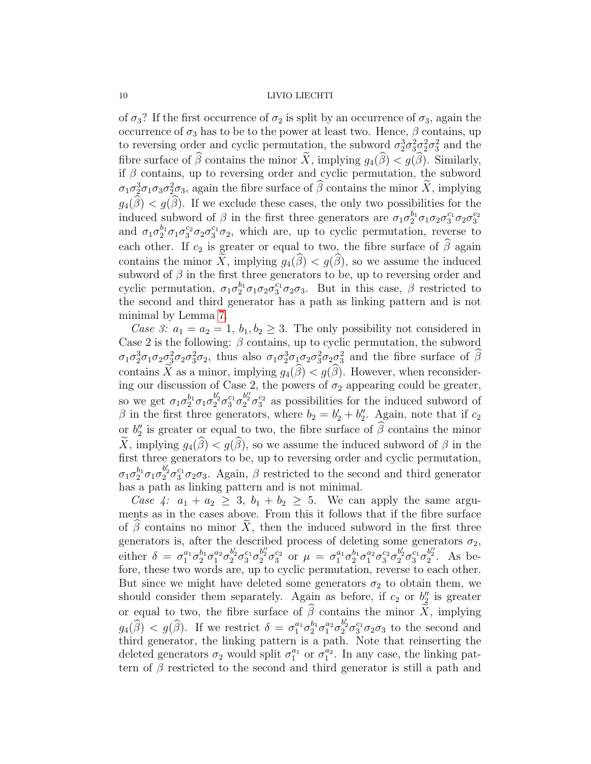of $\sigma_3$? If the first occurrence of $\sigma_2$ is split by an occurrence of $\sigma_3$, again the occurrence of $\sigma_3$ has to be to the power at least two. Hence, $\beta$ contains, up to reversing order and cyclic permutation, the subword $\sigma_2^3\sigma_3^2\sigma_2^2\sigma_3^2$ and the fibre surface of $\widehat{\beta}$ contains the minor $\widetilde{X}$, implying $g_4(\widehat{\beta}) < g(\widehat{\beta})$. Similarly, if $\beta$ contains, up to reversing order and cyclic permutation, the subword $\sigma_1\sigma_2^3\sigma_1\sigma_3\sigma_2^2\sigma_3$, again the fibre surface of $\widehat{\beta}$ contains the minor $\widetilde{X}$, implying $g_4(\widehat{\beta}) < g(\widehat{\beta})$. If we exclude these cases, the only two possibilities for the induced subword of $\beta$ in the first three generators are $\sigma_1\sigma_2^{b_1}\sigma_1\sigma_2\sigma_3^{c_1}\sigma_2\sigma_3^{c_2}$ and $\sigma_1\sigma_2^{b_1}\sigma_1\sigma_3^{c_2}\sigma_2\sigma_3^{c_1}\sigma_2$, which are, up to cyclic permutation, reverse to each other. If $c_2$ is greater or equal to two, the fibre surface of $\widehat{\beta}$ again contains the minor $\widetilde{X}$, implying $g_4(\widehat{\beta}) < g(\widehat{\beta})$, so we assume the induced subword of $\beta$ in the first three generators to be, up to reversing order and cyclic permutation, $\sigma_1\sigma_2^{b_1}\sigma_1\sigma_2\sigma_3^{c_1}\sigma_2\sigma_3$. But in this case, $\beta$ restricted to the second and third generator has a path as linking pattern and is not minimal by Lemma 7.

*Case 3:* $a_1 = a_2 = 1$, $b_1, b_2 \geq 3$. The only possibility not considered in Case 2 is the following: $\beta$ contains, up to cyclic permutation, the subword $\sigma_1\sigma_2^3\sigma_1\sigma_2\sigma_3^2\sigma_2\sigma_3^2\sigma_2$, thus also $\sigma_1\sigma_2^3\sigma_1\sigma_2\sigma_3^2\sigma_2\sigma_3^2$ and the fibre surface of $\widehat{\beta}$ contains $\widetilde{X}$ as a minor, implying $g_4(\widehat{\beta}) < g(\widehat{\beta})$. However, when reconsidering our discussion of Case 2, the powers of $\sigma_2$ appearing could be greater, so we get $\sigma_1\sigma_2^{b_1}\sigma_1\sigma_2^{b_2'}\sigma_3^{c_1}\sigma_2^{b_2''}\sigma_3^{c_2}$ as possibilities for the induced subword of $\beta$ in the first three generators, where $b_2 = b_2' + b_2''$. Again, note that if $c_2$ or $b_2''$ is greater or equal to two, the fibre surface of $\widehat{\beta}$ contains the minor $\widetilde{X}$, implying $g_4(\widehat{\beta}) < g(\widehat{\beta})$, so we assume the induced subword of $\beta$ in the first three generators to be, up to reversing order and cyclic permutation, $\sigma_1\sigma_2^{b_1}\sigma_1\sigma_2^{b_2'}\sigma_3^{c_1}\sigma_2\sigma_3$. Again, $\beta$ restricted to the second and third generator has a path as linking pattern and is not minimal.

*Case 4:* $a_1 + a_2 \geq 3$, $b_1 + b_2 \geq 5$. We can apply the same arguments as in the cases above. From this it follows that if the fibre surface of $\widehat{\beta}$ contains no minor $\widetilde{X}$, then the induced subword in the first three generators is, after the described process of deleting some generators $\sigma_2$, either $\delta = \sigma_1^{a_1}\sigma_2^{b_1}\sigma_1^{a_2}\sigma_2^{b_2'}\sigma_3^{c_1}\sigma_2^{b_2''}\sigma_3^{c_2}$ or $\mu = \sigma_1^{a_1}\sigma_2^{b_1}\sigma_1^{a_2}\sigma_3^{c_2}\sigma_2^{b_2'}\sigma_3^{c_1}\sigma_2^{b_2''}$. As before, these two words are, up to cyclic permutation, reverse to each other. But since we might have deleted some generators $\sigma_2$ to obtain them, we should consider them separately. Again as before, if $c_2$ or $b_2''$ is greater or equal to two, the fibre surface of $\widehat{\beta}$ contains the minor $\widetilde{X}$, implying $g_4(\widehat{\beta}) < g(\widehat{\beta})$. If we restrict $\delta = \sigma_1^{a_1}\sigma_2^{b_1}\sigma_1^{a_2}\sigma_2^{b_2'}\sigma_3^{c_1}\sigma_2\sigma_3$ to the second and third generator, the linking pattern is a path. Note that reinserting the deleted generators $\sigma_2$ would split $\sigma_1^{a_1}$ or $\sigma_1^{a_2}$. In any case, the linking pattern of $\beta$ restricted to the second and third generator is still a path and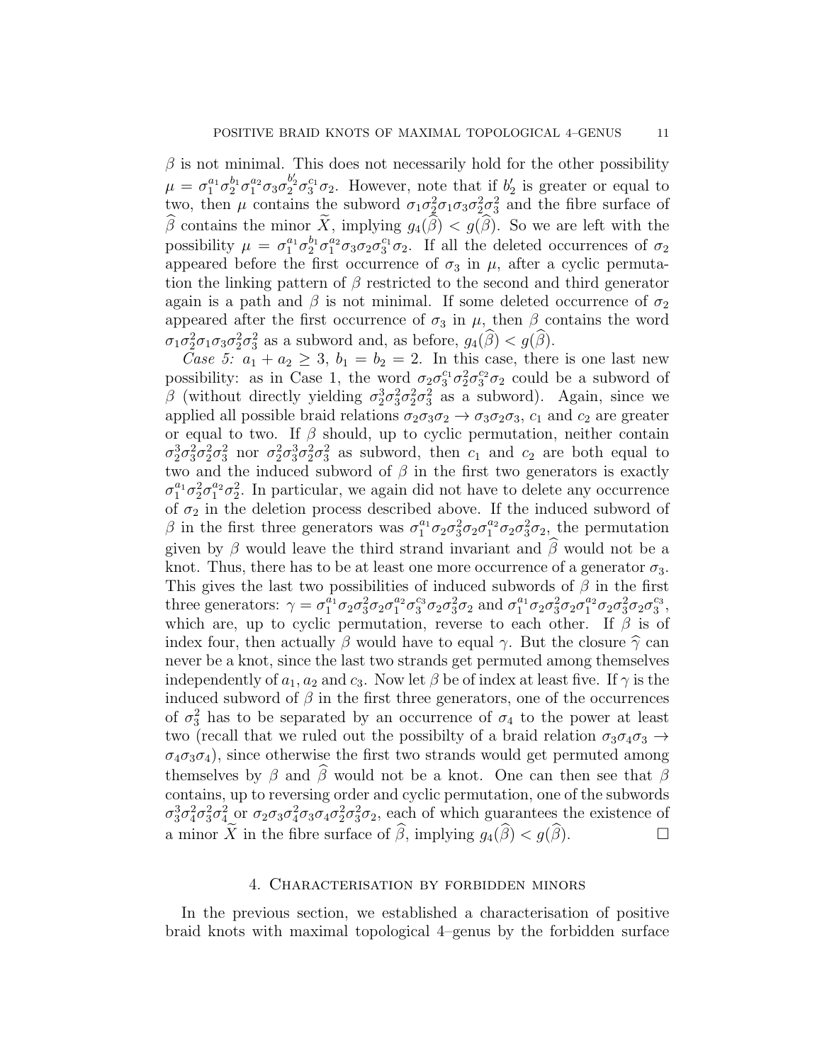$\beta$ is not minimal. This does not necessarily hold for the other possibility $\mu = \sigma_1^{a_1}\sigma_2^{b_1}\sigma_1^{a_2}\sigma_3\sigma_2^{b_2'}\sigma_3^{c_1}\sigma_2$. However, note that if $b_2'$ is greater or equal to two, then $\mu$ contains the subword $\sigma_1\sigma_2^2\sigma_1\sigma_3\sigma_2^2\sigma_3^2$ and the fibre surface of $\widehat{\beta}$ contains the minor $\widetilde{X}$, implying $g_4(\widehat{\beta}) < g(\widehat{\beta})$. So we are left with the possibility $\mu = \sigma_1^{a_1}\sigma_2^{b_1}\sigma_1^{a_2}\sigma_3\sigma_2\sigma_3^{c_1}\sigma_2$. If all the deleted occurrences of $\sigma_2$ appeared before the first occurrence of $\sigma_3$ in $\mu$, after a cyclic permutation the linking pattern of $\beta$ restricted to the second and third generator again is a path and $\beta$ is not minimal. If some deleted occurrence of $\sigma_2$ appeared after the first occurrence of $\sigma_3$ in $\mu$, then $\beta$ contains the word $\sigma_1\sigma_2^2\sigma_1\sigma_3\sigma_2^2\sigma_3^2$ as a subword and, as before, $g_4(\widehat{\beta}) < g(\widehat{\beta})$.

*Case 5:* $a_1 + a_2 \geq 3$, $b_1 = b_2 = 2$. In this case, there is one last new possibility: as in Case 1, the word $\sigma_2\sigma_3^{c_1}\sigma_2^2\sigma_3^{c_2}\sigma_2$ could be a subword of $\beta$ (without directly yielding $\sigma_2^3\sigma_3^2\sigma_2^2\sigma_3^2$ as a subword). Again, since we applied all possible braid relations $\sigma_2\sigma_3\sigma_2 \to \sigma_3\sigma_2\sigma_3$, $c_1$ and $c_2$ are greater or equal to two. If $\beta$ should, up to cyclic permutation, neither contain $\sigma_2^3\sigma_3^2\sigma_2^2\sigma_3^2$ nor $\sigma_2^2\sigma_3^3\sigma_2^2\sigma_3^2$ as subword, then $c_1$ and $c_2$ are both equal to two and the induced subword of $\beta$ in the first two generators is exactly $\sigma_1^{a_1}\sigma_2^2\sigma_1^{a_2}\sigma_2^2$. In particular, we again did not have to delete any occurrence of $\sigma_2$ in the deletion process described above. If the induced subword of $\beta$ in the first three generators was $\sigma_1^{a_1}\sigma_2\sigma_3^2\sigma_2\sigma_1^{a_2}\sigma_2\sigma_3^2\sigma_2$, the permutation given by $\beta$ would leave the third strand invariant and $\widehat{\beta}$ would not be a knot. Thus, there has to be at least one more occurrence of a generator $\sigma_3$. This gives the last two possibilities of induced subwords of $\beta$ in the first three generators: $\gamma = \sigma_1^{a_1}\sigma_2\sigma_3^2\sigma_2\sigma_1^{a_2}\sigma_3^{c_3}\sigma_2\sigma_3^2\sigma_2$ and $\sigma_1^{a_1}\sigma_2\sigma_3^2\sigma_2\sigma_1^{a_2}\sigma_2\sigma_3^2\sigma_2\sigma_3^{c_3}$, which are, up to cyclic permutation, reverse to each other. If $\beta$ is of index four, then actually $\beta$ would have to equal $\gamma$. But the closure $\widehat{\gamma}$ can never be a knot, since the last two strands get permuted among themselves independently of $a_1, a_2$ and $c_3$. Now let $\beta$ be of index at least five. If $\gamma$ is the induced subword of $\beta$ in the first three generators, one of the occurrences of $\sigma_3^2$ has to be separated by an occurrence of $\sigma_4$ to the power at least two (recall that we ruled out the possibilty of a braid relation $\sigma_3\sigma_4\sigma_3 \to \sigma_4\sigma_3\sigma_4$), since otherwise the first two strands would get permuted among themselves by $\beta$ and $\widehat{\beta}$ would not be a knot. One can then see that $\beta$ contains, up to reversing order and cyclic permutation, one of the subwords $\sigma_3^3\sigma_4^2\sigma_3^2\sigma_4^2$ or $\sigma_2\sigma_3\sigma_4^2\sigma_3\sigma_4\sigma_2^2\sigma_3^2\sigma_2$, each of which guarantees the existence of a minor $\widetilde{X}$ in the fibre surface of $\widehat{\beta}$, implying $g_4(\widehat{\beta}) < g(\widehat{\beta})$. □

## 4. Characterisation by forbidden minors

In the previous section, we established a characterisation of positive braid knots with maximal topological 4–genus by the forbidden surface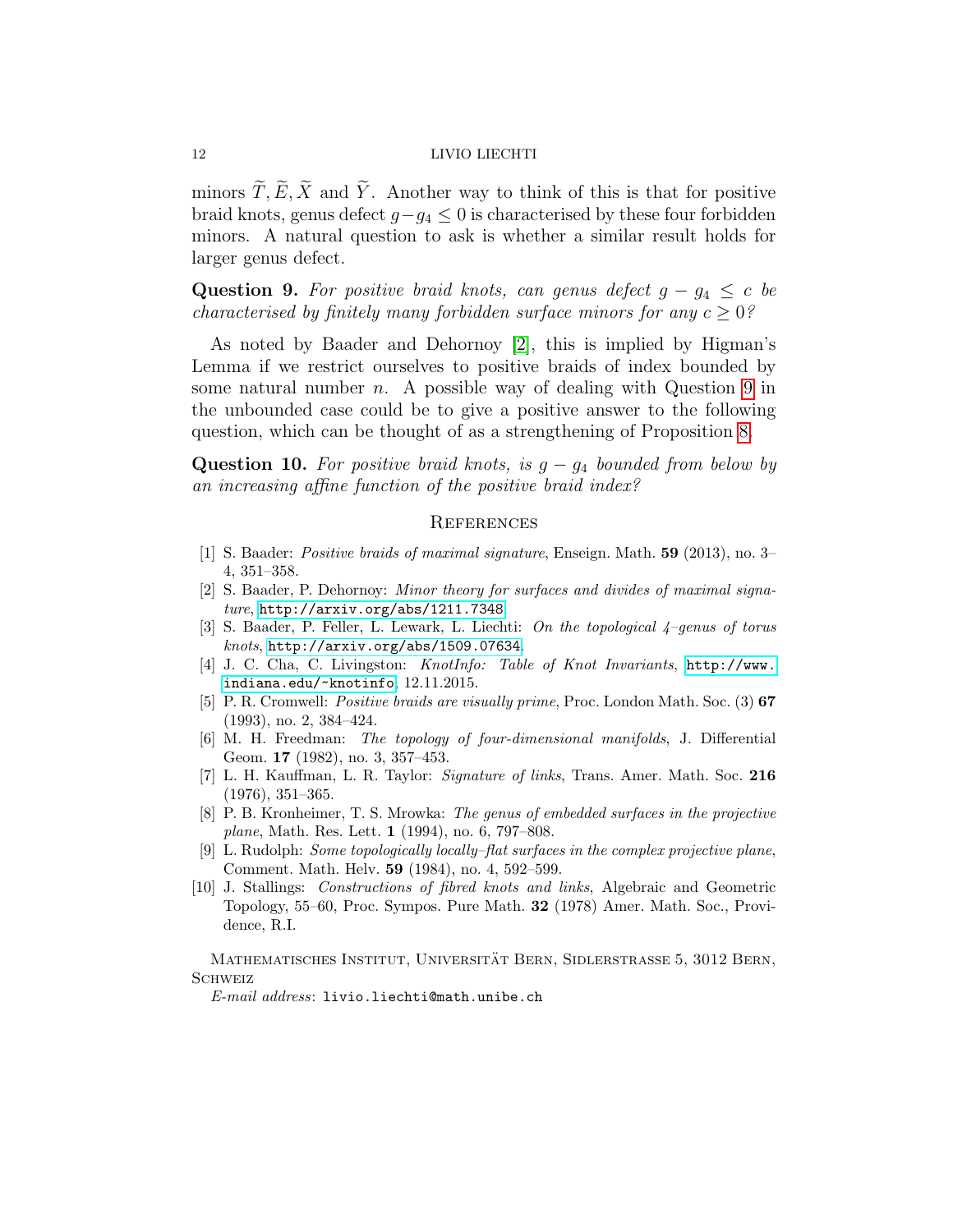minors $\widetilde{T}, \widetilde{E}, \widetilde{X}$ and $\widetilde{Y}$. Another way to think of this is that for positive braid knots, genus defect $g - g_4 \leq 0$ is characterised by these four forbidden minors. A natural question to ask is whether a similar result holds for larger genus defect.

**Question 9.** *For positive braid knots, can genus defect $g - g_4 \leq c$ be characterised by finitely many forbidden surface minors for any $c \geq 0$?*

As noted by Baader and Dehornoy [2], this is implied by Higman's Lemma if we restrict ourselves to positive braids of index bounded by some natural number $n$. A possible way of dealing with Question 9 in the unbounded case could be to give a positive answer to the following question, which can be thought of as a strengthening of Proposition 8.

**Question 10.** *For positive braid knots, is $g - g_4$ bounded from below by an increasing affine function of the positive braid index?*

## References

[1] S. Baader: *Positive braids of maximal signature*, Enseign. Math. **59** (2013), no. 3–4, 351–358.

[2] S. Baader, P. Dehornoy: *Minor theory for surfaces and divides of maximal signature*, http://arxiv.org/abs/1211.7348.

[3] S. Baader, P. Feller, L. Lewark, L. Liechti: *On the topological 4–genus of torus knots*, http://arxiv.org/abs/1509.07634.

[4] J. C. Cha, C. Livingston: *KnotInfo: Table of Knot Invariants*, http://www.indiana.edu/~knotinfo, 12.11.2015.

[5] P. R. Cromwell: *Positive braids are visually prime*, Proc. London Math. Soc. (3) **67** (1993), no. 2, 384–424.

[6] M. H. Freedman: *The topology of four-dimensional manifolds*, J. Differential Geom. **17** (1982), no. 3, 357–453.

[7] L. H. Kauffman, L. R. Taylor: *Signature of links*, Trans. Amer. Math. Soc. **216** (1976), 351–365.

[8] P. B. Kronheimer, T. S. Mrowka: *The genus of embedded surfaces in the projective plane*, Math. Res. Lett. **1** (1994), no. 6, 797–808.

[9] L. Rudolph: *Some topologically locally–flat surfaces in the complex projective plane*, Comment. Math. Helv. **59** (1984), no. 4, 592–599.

[10] J. Stallings: *Constructions of fibred knots and links*, Algebraic and Geometric Topology, 55–60, Proc. Sympos. Pure Math. **32** (1978) Amer. Math. Soc., Providence, R.I.

Mathematisches Institut, Universität Bern, Sidlerstrasse 5, 3012 Bern, Schweiz

*E-mail address*: livio.liechti@math.unibe.ch